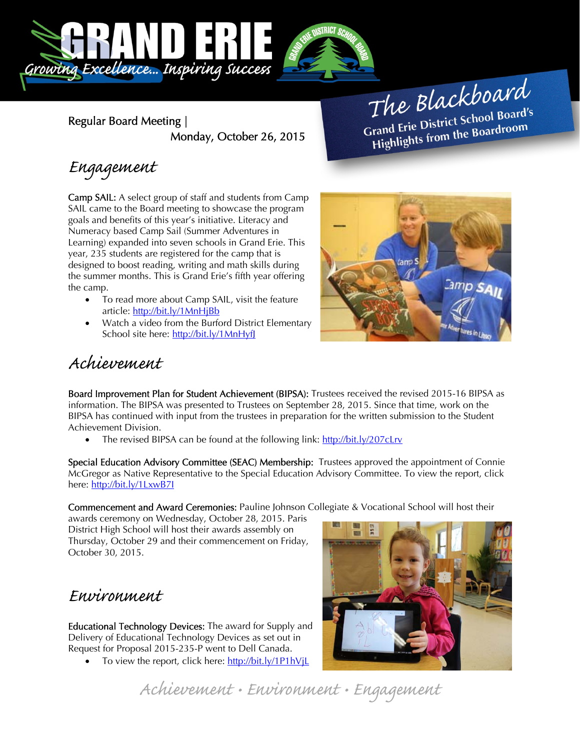# GRAND ERIE

*Growing Excellence... Inspiring Success*

## The Blackboard

**Grand Erie District School Board's Highlights from the Boardroom**

Regular Board Meeting | Monday, October 26, 2015

## *Engagement*

**Camp SAIL:** A select group of staff and students from Camp SAIL came to the Board meeting to showcase the program goals and benefits of this year's initiative. Literacy and Numeracy based Camp Sail (Summer Adventures in Learning) expanded into seven schools in Grand Erie. This year, 235 students are registered for the camp that is designed to boost reading, writing and math skills during the summer months. This is Grand Erie's fifth year offering the camp.

- To read more about Camp SAIL, visit the feature article: http://bit.ly/1MnHjBb
- Watch a video from the Burford District Elementary School site here: http://bit.ly/1MnHyfJ

## *Achievement*

**Board Improvement Plan for Student Achievement (BIPSA):** Trustees received the revised 2015-16 BIPSA as information. The BIPSA was presented to Trustees on September 28, 2015. Since that time, work on the BIPSA has continued with input from the trustees in preparation for the written submission to the Student Achievement Division.

- The revised BIPSA can be found at the following link: http://bit.ly/207cLrv

**Special Education Advisory Committee (SEAC) Membership:** Trustees approved the appointment of Connie McGregor as Native Representative to the Special Education Advisory Committee. To view the report, click here: http://bit.ly/1LxwB7I

**Commencement and Award Ceremonies:** Pauline Johnson Collegiate & Vocational School will host their awards ceremony on Wednesday, October 28, 2015. Paris District High School will host their awards assembly on Thursday, October 29 and their commencement on Friday, October 30, 2015.

## *Environment*

**Educational Technology Devices:** The award for Supply and Delivery of Educational Technology Devices as set out in Request for Proposal 2015-235-P went to Dell Canada.

- To view the report, click here: http://bit.ly/1P1hVjL

*Achievement • Environment • Engagement*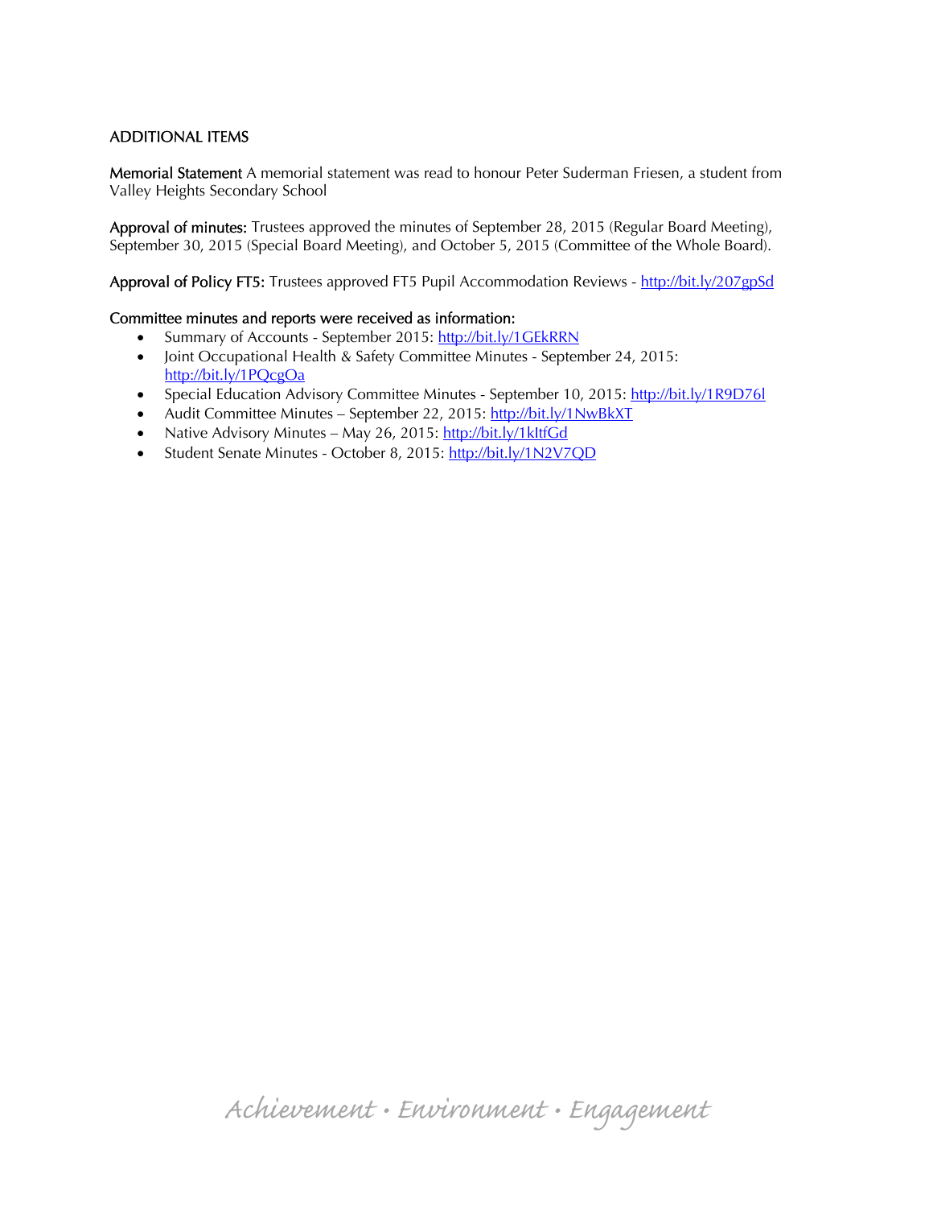## ADDITIONAL ITEMS

**Memorial Statement** A memorial statement was read to honour Peter Suderman Friesen, a student from Valley Heights Secondary School

**Approval of minutes:** Trustees approved the minutes of September 28, 2015 (Regular Board Meeting), September 30, 2015 (Special Board Meeting), and October 5, 2015 (Committee of the Whole Board).

**Approval of Policy FT5:** Trustees approved FT5 Pupil Accommodation Reviews - http://bit.ly/207gpSd

**Committee minutes and reports were received as information:**

- Summary of Accounts - September 2015: http://bit.ly/1GEkRRN
- Joint Occupational Health & Safety Committee Minutes - September 24, 2015: http://bit.ly/1PQcgOa
- Special Education Advisory Committee Minutes - September 10, 2015: http://bit.ly/1R9D76l
- Audit Committee Minutes – September 22, 2015: http://bit.ly/1NwBkXT
- Native Advisory Minutes – May 26, 2015: http://bit.ly/1kItfGd
- Student Senate Minutes - October 8, 2015: http://bit.ly/1N2V7QD